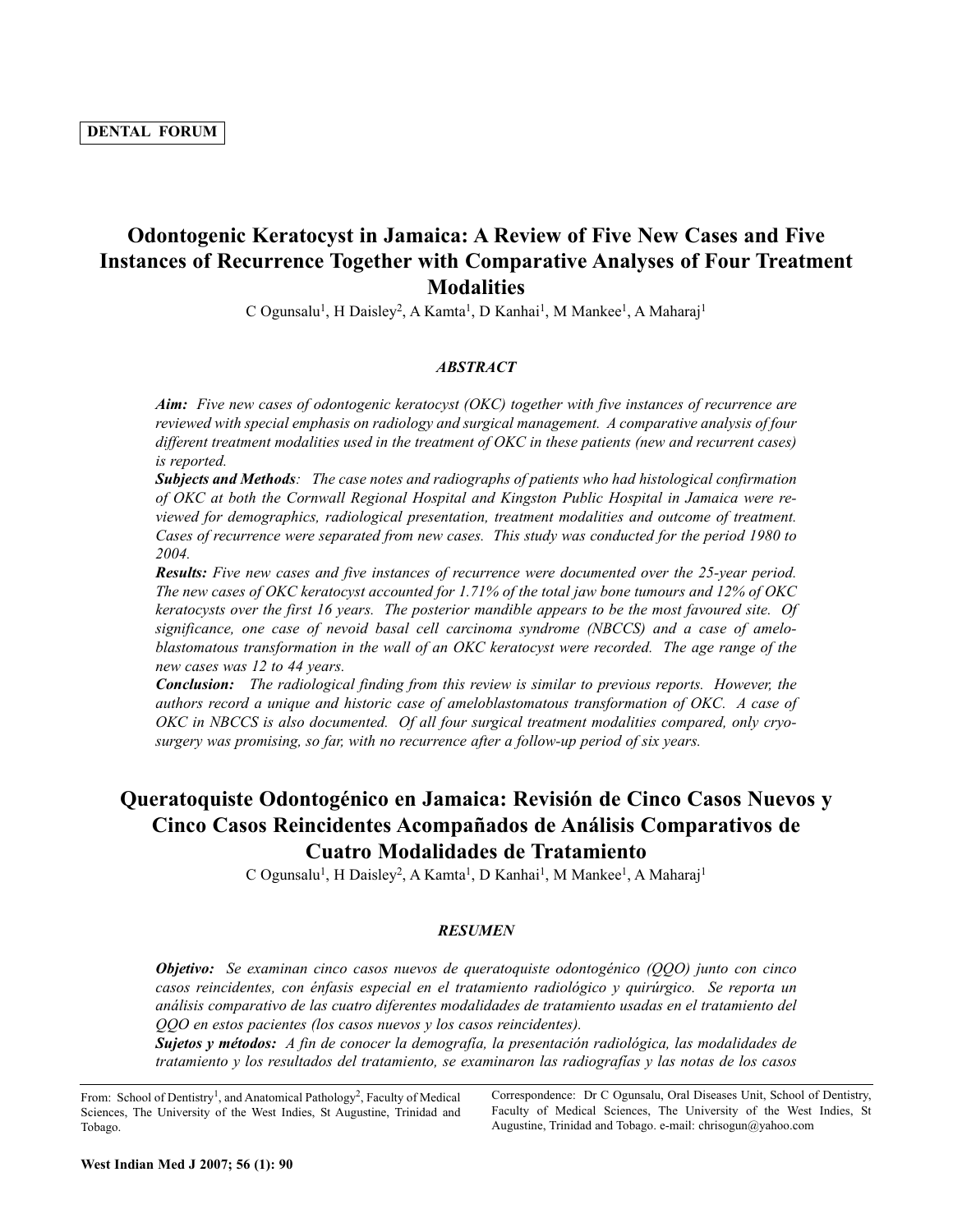DENTAL FORUM

# Odontogenic Keratocyst in Jamaica: A Review of Five New Cases and Five Instances of Recurrence Together with Comparative Analyses of Four Treatment Modalities

C Ogunsalu[1], H Daisley[2], A Kamta[1], D Kanhai[1], M Mankee[1], A Maharaj[1]

### ABSTRACT

***Aim:*** *Five new cases of odontogenic keratocyst (OKC) together with five instances of recurrence are reviewed with special emphasis on radiology and surgical management. A comparative analysis of four different treatment modalities used in the treatment of OKC in these patients (new and recurrent cases) is reported.*

***Subjects and Methods****: The case notes and radiographs of patients who had histological confirmation of OKC at both the Cornwall Regional Hospital and Kingston Public Hospital in Jamaica were reviewed for demographics, radiological presentation, treatment modalities and outcome of treatment. Cases of recurrence were separated from new cases. This study was conducted for the period 1980 to 2004.*

***Results:*** *Five new cases and five instances of recurrence were documented over the 25-year period. The new cases of OKC keratocyst accounted for 1.71% of the total jaw bone tumours and 12% of OKC keratocysts over the first 16 years. The posterior mandible appears to be the most favoured site. Of significance, one case of nevoid basal cell carcinoma syndrome (NBCCS) and a case of ameloblastomatous transformation in the wall of an OKC keratocyst were recorded. The age range of the new cases was 12 to 44 years.*

***Conclusion:*** *The radiological finding from this review is similar to previous reports. However, the authors record a unique and historic case of ameloblastomatous transformation of OKC. A case of OKC in NBCCS is also documented. Of all four surgical treatment modalities compared, only cryosurgery was promising, so far, with no recurrence after a follow-up period of six years.*

# Queratoquiste Odontogénico en Jamaica: Revisión de Cinco Casos Nuevos y Cinco Casos Reincidentes Acompañados de Análisis Comparativos de Cuatro Modalidades de Tratamiento

C Ogunsalu[1], H Daisley[2], A Kamta[1], D Kanhai[1], M Mankee[1], A Maharaj[1]

### RESUMEN

***Objetivo:*** *Se examinan cinco casos nuevos de queratoquiste odontogénico (QQO) junto con cinco casos reincidentes, con énfasis especial en el tratamiento radiológico y quirúrgico. Se reporta un análisis comparativo de las cuatro diferentes modalidades de tratamiento usadas en el tratamiento del QQO en estos pacientes (los casos nuevos y los casos reincidentes).*

***Sujetos y métodos:*** *A fin de conocer la demografía, la presentación radiológica, las modalidades de tratamiento y los resultados del tratamiento, se examinaron las radiografías y las notas de los casos*

---

From: School of Dentistry[1], and Anatomical Pathology[2], Faculty of Medical Sciences, The University of the West Indies, St Augustine, Trinidad and Tobago.

Correspondence: Dr C Ogunsalu, Oral Diseases Unit, School of Dentistry, Faculty of Medical Sciences, The University of the West Indies, St Augustine, Trinidad and Tobago. e-mail: chrisogun@yahoo.com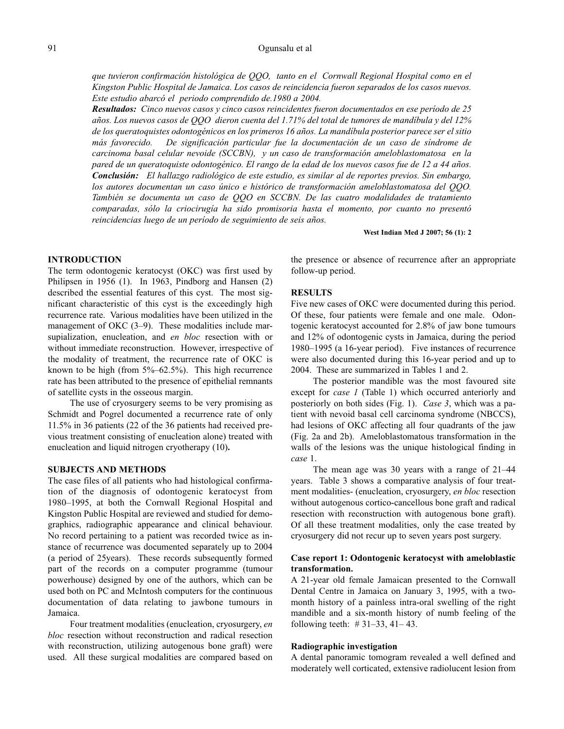*que tuvieron confirmación histológica de QQO, tanto en el Cornwall Regional Hospital como en el Kingston Public Hospital de Jamaica. Los casos de reincidencia fueron separados de los casos nuevos. Este estudio abarcó el periodo comprendido de.1980 a 2004.*

***Resultados:*** *Cinco nuevos casos y cinco casos reincidentes fueron documentados en ese período de 25 años. Los nuevos casos de QQO dieron cuenta del 1.71% del total de tumores de mandíbula y del 12% de los queratoquistes odontogénicos en los primeros 16 años. La mandíbula posterior parece ser el sitio más favorecido. De significación particular fue la documentación de un caso de síndrome de carcinoma basal celular nevoide (SCCBN), y un caso de transformación ameloblastomatosa en la pared de un queratoquiste odontogénico. El rango de la edad de los nuevos casos fue de 12 a 44 años.*

***Conclusión:*** *El hallazgo radiológico de este estudio, es similar al de reportes previos. Sin embargo, los autores documentan un caso único e histórico de transformación ameloblastomatosa del QQO. También se documenta un caso de QQO en SCCBN. De las cuatro modalidades de tratamiento comparadas, sólo la criocirugía ha sido promisoria hasta el momento, por cuanto no presentó reincidencias luego de un período de seguimiento de seis años.*

**West Indian Med J 2007; 56 (1): 2**

## INTRODUCTION

The term odontogenic keratocyst (OKC) was first used by Philipsen in 1956 (1). In 1963, Pindborg and Hansen (2) described the essential features of this cyst. The most significant characteristic of this cyst is the exceedingly high recurrence rate. Various modalities have been utilized in the management of OKC (3–9). These modalities include marsupialization, enucleation, and *en bloc* resection with or without immediate reconstruction. However, irrespective of the modality of treatment, the recurrence rate of OKC is known to be high (from 5%–62.5%). This high recurrence rate has been attributed to the presence of epithelial remnants of satellite cysts in the osseous margin.

The use of cryosurgery seems to be very promising as Schmidt and Pogrel documented a recurrence rate of only 11.5% in 36 patients (22 of the 36 patients had received previous treatment consisting of enucleation alone) treated with enucleation and liquid nitrogen cryotherapy (10)**.**

## SUBJECTS AND METHODS

The case files of all patients who had histological confirmation of the diagnosis of odontogenic keratocyst from 1980–1995, at both the Cornwall Regional Hospital and Kingston Public Hospital are reviewed and studied for demographics, radiographic appearance and clinical behaviour. No record pertaining to a patient was recorded twice as instance of recurrence was documented separately up to 2004 (a period of 25years). These records subsequently formed part of the records on a computer programme (tumour powerhouse) designed by one of the authors, which can be used both on PC and McIntosh computers for the continuous documentation of data relating to jawbone tumours in Jamaica.

Four treatment modalities (enucleation, cryosurgery, *en bloc* resection without reconstruction and radical resection with reconstruction, utilizing autogenous bone graft) were used. All these surgical modalities are compared based on the presence or absence of recurrence after an appropriate follow-up period.

## RESULTS

Five new cases of OKC were documented during this period. Of these, four patients were female and one male. Odontogenic keratocyst accounted for 2.8% of jaw bone tumours and 12% of odontogenic cysts in Jamaica, during the period 1980–1995 (a 16-year period). Five instances of recurrence were also documented during this 16-year period and up to 2004. These are summarized in Tables 1 and 2.

The posterior mandible was the most favoured site except for *case 1* (Table 1) which occurred anteriorly and posteriorly on both sides (Fig. 1). *Case 3*, which was a patient with nevoid basal cell carcinoma syndrome (NBCCS), had lesions of OKC affecting all four quadrants of the jaw (Fig. 2a and 2b). Ameloblastomatous transformation in the walls of the lesions was the unique histological finding in *case* 1.

The mean age was 30 years with a range of 21–44 years. Table 3 shows a comparative analysis of four treatment modalities- (enucleation, cryosurgery, *en bloc* resection without autogenous cortico-cancellous bone graft and radical resection with reconstruction with autogenous bone graft). Of all these treatment modalities, only the case treated by cryosurgery did not recur up to seven years post surgery.

### Case report 1: Odontogenic keratocyst with ameloblastic transformation.

A 21-year old female Jamaican presented to the Cornwall Dental Centre in Jamaica on January 3, 1995, with a two-month history of a painless intra-oral swelling of the right mandible and a six-month history of numb feeling of the following teeth: # 31–33, 41– 43.

### Radiographic investigation

A dental panoramic tomogram revealed a well defined and moderately well corticated, extensive radiolucent lesion from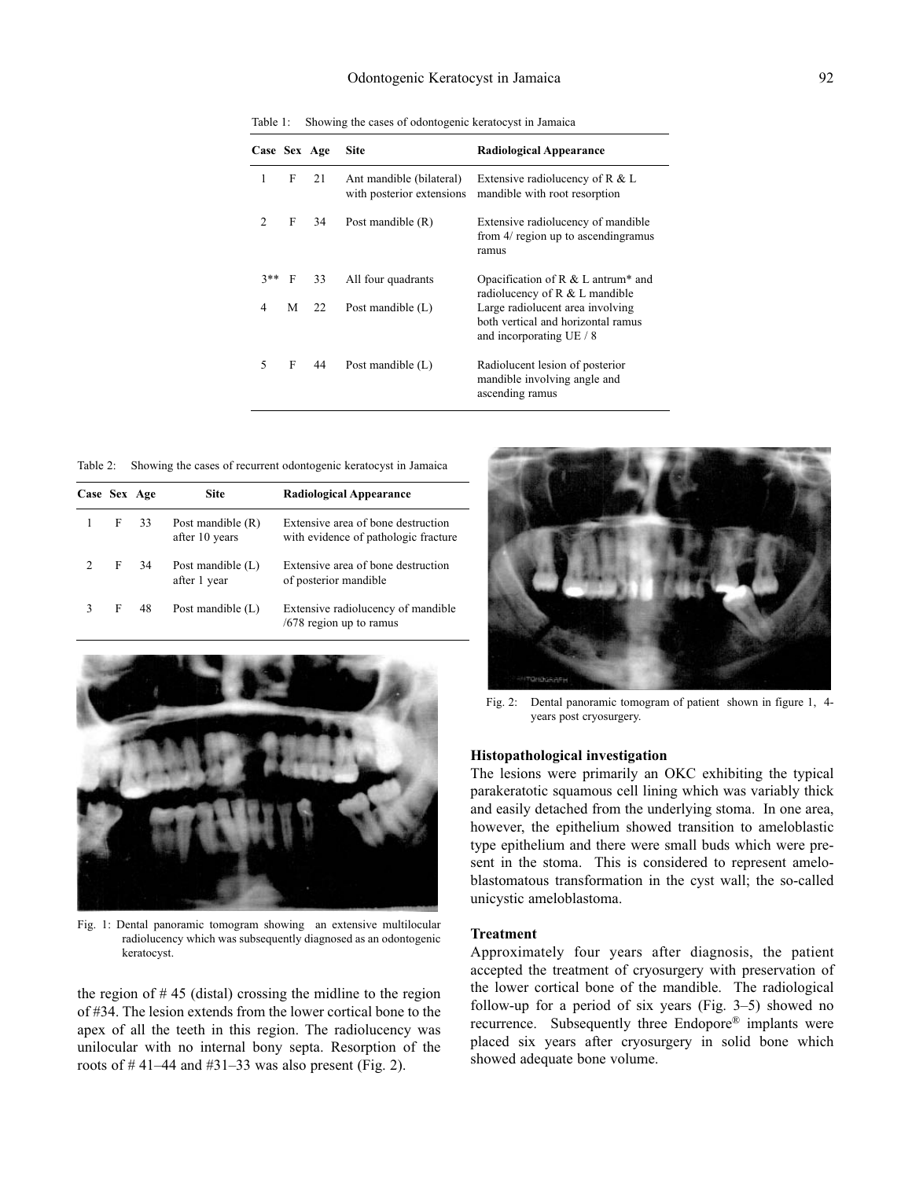Table 1: Showing the cases of odontogenic keratocyst in Jamaica

| Case | Sex | Age | Site | Radiological Appearance |
|---|---|---|---|---|
| 1 | F | 21 | Ant mandible (bilateral) with posterior extensions | Extensive radiolucency of R & L mandible with root resorption |
| 2 | F | 34 | Post mandible (R) | Extensive radiolucency of mandible from 4/ region up to ascendingramus ramus |
| 3** | F | 33 | All four quadrants | Opacification of R & L antrum* and radiolucency of R & L mandible |
| 4 | M | 22 | Post mandible (L) | Large radiolucent area involving both vertical and horizontal ramus and incorporating UE / 8 |
| 5 | F | 44 | Post mandible (L) | Radiolucent lesion of posterior mandible involving angle and ascending ramus |

Table 2: Showing the cases of recurrent odontogenic keratocyst in Jamaica

| Case | Sex | Age | Site | Radiological Appearance |
|---|---|---|---|---|
| 1 | F | 33 | Post mandible (R) after 10 years | Extensive area of bone destruction with evidence of pathologic fracture |
| 2 | F | 34 | Post mandible (L) after 1 year | Extensive area of bone destruction of posterior mandible |
| 3 | F | 48 | Post mandible (L) | Extensive radiolucency of mandible /678 region up to ramus |

Fig. 1: Dental panoramic tomogram showing an extensive multilocular radiolucency which was subsequently diagnosed as an odontogenic keratocyst.

the region of # 45 (distal) crossing the midline to the region of #34. The lesion extends from the lower cortical bone to the apex of all the teeth in this region. The radiolucency was unilocular with no internal bony septa. Resorption of the roots of # 41–44 and #31–33 was also present (Fig. 2).

Fig. 2: Dental panoramic tomogram of patient shown in figure 1, 4-years post cryosurgery.

### Histopathological investigation

The lesions were primarily an OKC exhibiting the typical parakeratotic squamous cell lining which was variably thick and easily detached from the underlying stoma. In one area, however, the epithelium showed transition to ameloblastic type epithelium and there were small buds which were present in the stoma. This is considered to represent ameloblastomatous transformation in the cyst wall; the so-called unicystic ameloblastoma.

### Treatment

Approximately four years after diagnosis, the patient accepted the treatment of cryosurgery with preservation of the lower cortical bone of the mandible. The radiological follow-up for a period of six years (Fig. 3–5) showed no recurrence. Subsequently three Endopore® implants were placed six years after cryosurgery in solid bone which showed adequate bone volume.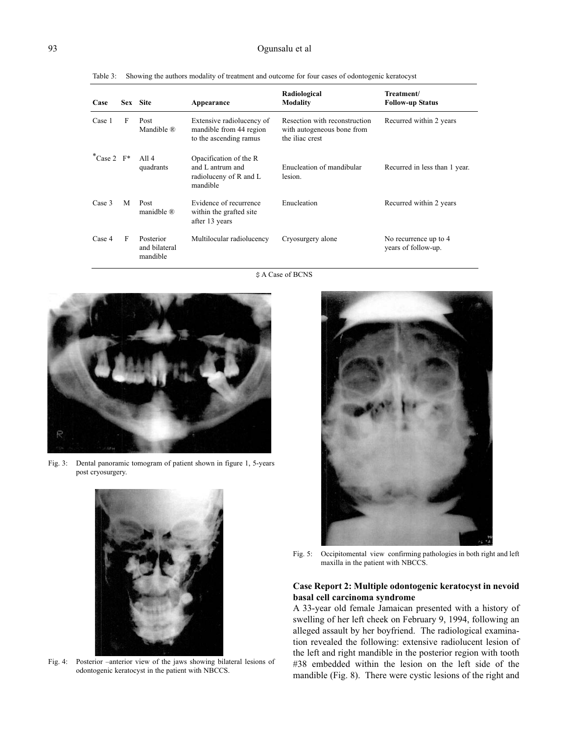Table 3: Showing the authors modality of treatment and outcome for four cases of odontogenic keratocyst

| Case | Sex | Site | Appearance | Radiological Modality | Treatment/ Follow-up Status |
|---|---|---|---|---|---|
| Case 1 | F | Post Mandible ® | Extensive radiolucency of mandible from 44 region to the ascending ramus | Resection with reconstruction with autogeneous bone from the iliac crest | Recurred within 2 years |
| *Case 2 | F* | All 4 quadrants | Opacification of the R and L antrum and radioluceny of R and L mandible | Enucleation of mandibular lesion. | Recurred in less than 1 year. |
| Case 3 | M | Post manidble ® | Evidence of recurrence within the grafted site after 13 years | Enucleation | Recurred within 2 years |
| Case 4 | F | Posterior and bilateral mandible | Multilocular radiolucency | Cryosurgery alone | No recurrence up to 4 years of follow-up. |

$ A Case of BCNS

Fig. 3: Dental panoramic tomogram of patient shown in figure 1, 5-years post cryosurgery.

Fig. 4: Posterior –anterior view of the jaws showing bilateral lesions of odontogenic keratocyst in the patient with NBCCS.

Fig. 5: Occipitomental view confirming pathologies in both right and left maxilla in the patient with NBCCS.

### Case Report 2: Multiple odontogenic keratocyst in nevoid basal cell carcinoma syndrome

A 33-year old female Jamaican presented with a history of swelling of her left cheek on February 9, 1994, following an alleged assault by her boyfriend. The radiological examination revealed the following: extensive radiolucent lesion of the left and right mandible in the posterior region with tooth #38 embedded within the lesion on the left side of the mandible (Fig. 8). There were cystic lesions of the right and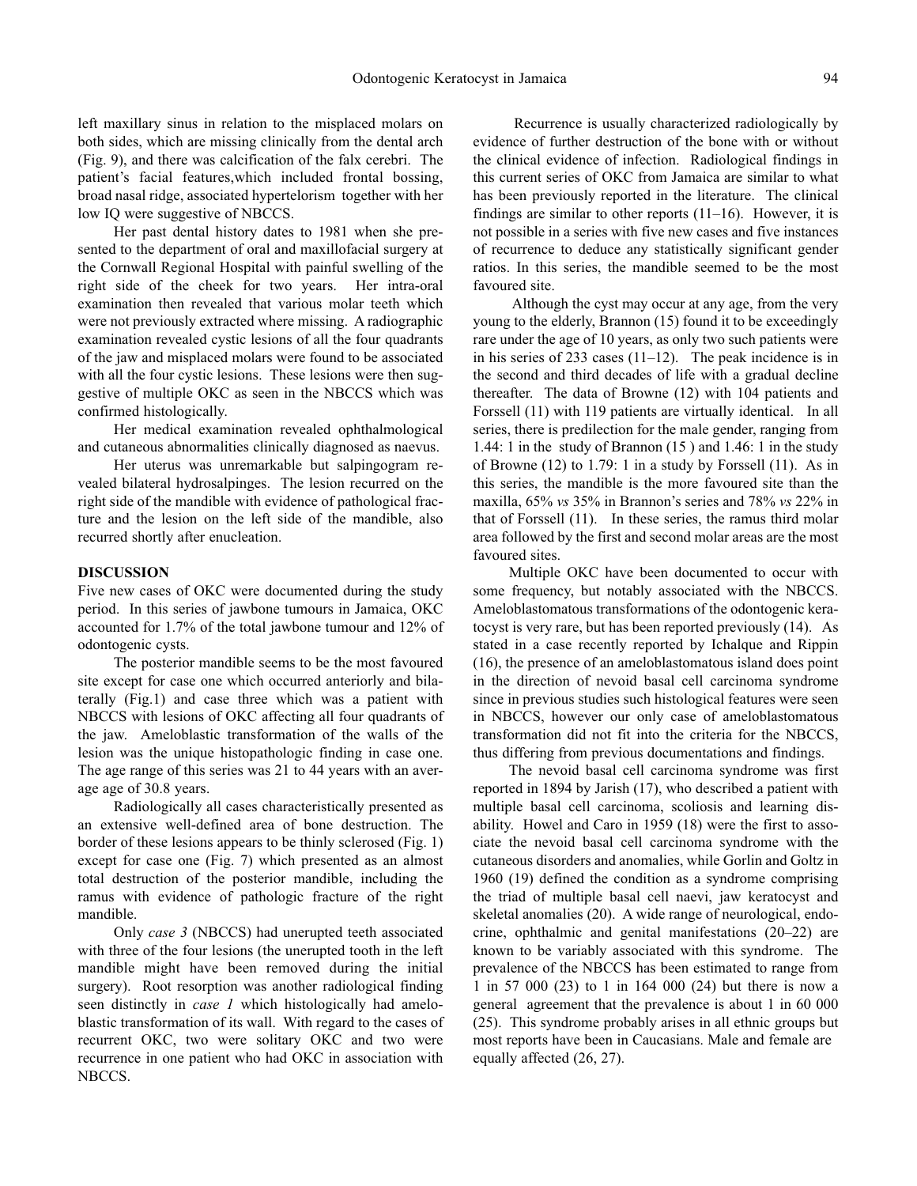left maxillary sinus in relation to the misplaced molars on both sides, which are missing clinically from the dental arch (Fig. 9), and there was calcification of the falx cerebri. The patient's facial features,which included frontal bossing, broad nasal ridge, associated hypertelorism together with her low IQ were suggestive of NBCCS.

Her past dental history dates to 1981 when she presented to the department of oral and maxillofacial surgery at the Cornwall Regional Hospital with painful swelling of the right side of the cheek for two years. Her intra-oral examination then revealed that various molar teeth which were not previously extracted where missing. A radiographic examination revealed cystic lesions of all the four quadrants of the jaw and misplaced molars were found to be associated with all the four cystic lesions. These lesions were then suggestive of multiple OKC as seen in the NBCCS which was confirmed histologically.

Her medical examination revealed ophthalmological and cutaneous abnormalities clinically diagnosed as naevus.

Her uterus was unremarkable but salpingogram revealed bilateral hydrosalpinges. The lesion recurred on the right side of the mandible with evidence of pathological fracture and the lesion on the left side of the mandible, also recurred shortly after enucleation.

## DISCUSSION

Five new cases of OKC were documented during the study period. In this series of jawbone tumours in Jamaica, OKC accounted for 1.7% of the total jawbone tumour and 12% of odontogenic cysts.

The posterior mandible seems to be the most favoured site except for case one which occurred anteriorly and bilaterally (Fig.1) and case three which was a patient with NBCCS with lesions of OKC affecting all four quadrants of the jaw. Ameloblastic transformation of the walls of the lesion was the unique histopathologic finding in case one. The age range of this series was 21 to 44 years with an average age of 30.8 years.

Radiologically all cases characteristically presented as an extensive well-defined area of bone destruction. The border of these lesions appears to be thinly sclerosed (Fig. 1) except for case one (Fig. 7) which presented as an almost total destruction of the posterior mandible, including the ramus with evidence of pathologic fracture of the right mandible.

Only *case 3* (NBCCS) had unerupted teeth associated with three of the four lesions (the unerupted tooth in the left mandible might have been removed during the initial surgery). Root resorption was another radiological finding seen distinctly in *case 1* which histologically had ameloblastic transformation of its wall. With regard to the cases of recurrent OKC, two were solitary OKC and two were recurrence in one patient who had OKC in association with NBCCS.

Recurrence is usually characterized radiologically by evidence of further destruction of the bone with or without the clinical evidence of infection. Radiological findings in this current series of OKC from Jamaica are similar to what has been previously reported in the literature. The clinical findings are similar to other reports (11–16). However, it is not possible in a series with five new cases and five instances of recurrence to deduce any statistically significant gender ratios. In this series, the mandible seemed to be the most favoured site.

Although the cyst may occur at any age, from the very young to the elderly, Brannon (15) found it to be exceedingly rare under the age of 10 years, as only two such patients were in his series of 233 cases (11–12). The peak incidence is in the second and third decades of life with a gradual decline thereafter. The data of Browne (12) with 104 patients and Forssell (11) with 119 patients are virtually identical. In all series, there is predilection for the male gender, ranging from 1.44: 1 in the study of Brannon (15 ) and 1.46: 1 in the study of Browne (12) to 1.79: 1 in a study by Forssell (11). As in this series, the mandible is the more favoured site than the maxilla, 65% *vs* 35% in Brannon's series and 78% *vs* 22% in that of Forssell (11). In these series, the ramus third molar area followed by the first and second molar areas are the most favoured sites.

Multiple OKC have been documented to occur with some frequency, but notably associated with the NBCCS. Ameloblastomatous transformations of the odontogenic keratocyst is very rare, but has been reported previously (14). As stated in a case recently reported by Ichalque and Rippin (16), the presence of an ameloblastomatous island does point in the direction of nevoid basal cell carcinoma syndrome since in previous studies such histological features were seen in NBCCS, however our only case of ameloblastomatous transformation did not fit into the criteria for the NBCCS, thus differing from previous documentations and findings.

The nevoid basal cell carcinoma syndrome was first reported in 1894 by Jarish (17), who described a patient with multiple basal cell carcinoma, scoliosis and learning disability. Howel and Caro in 1959 (18) were the first to associate the nevoid basal cell carcinoma syndrome with the cutaneous disorders and anomalies, while Gorlin and Goltz in 1960 (19) defined the condition as a syndrome comprising the triad of multiple basal cell naevi, jaw keratocyst and skeletal anomalies (20). A wide range of neurological, endocrine, ophthalmic and genital manifestations (20–22) are known to be variably associated with this syndrome. The prevalence of the NBCCS has been estimated to range from 1 in 57 000 (23) to 1 in 164 000 (24) but there is now a general agreement that the prevalence is about 1 in 60 000 (25). This syndrome probably arises in all ethnic groups but most reports have been in Caucasians. Male and female are equally affected (26, 27).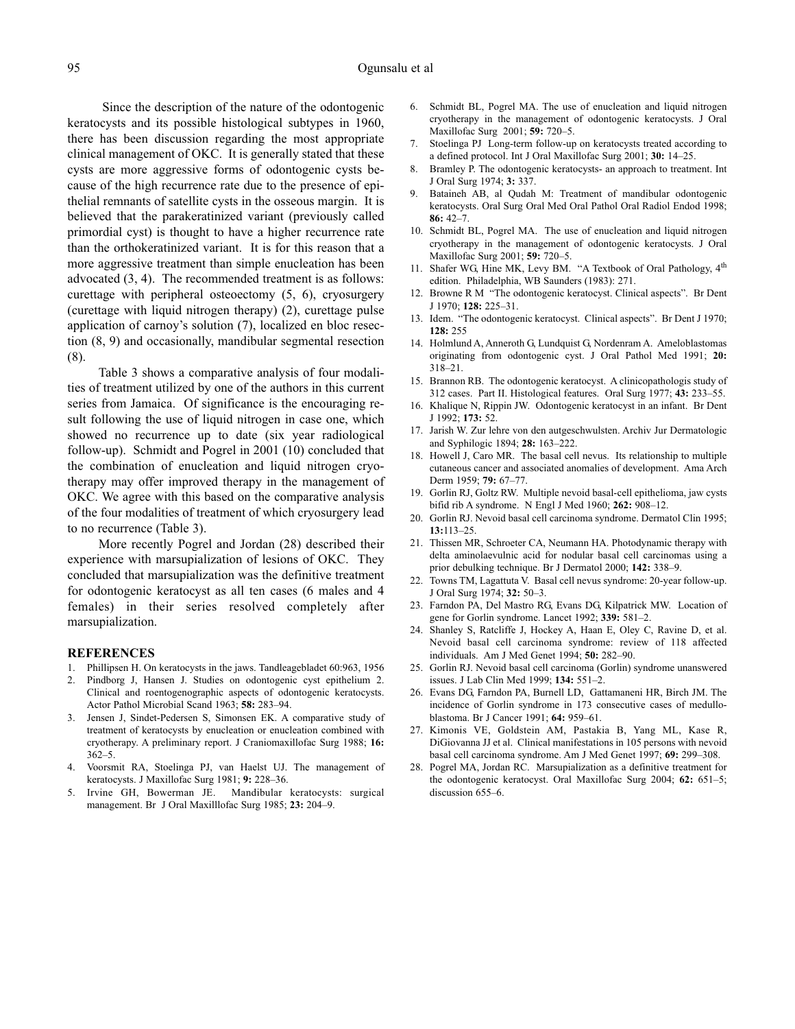Since the description of the nature of the odontogenic keratocysts and its possible histological subtypes in 1960, there has been discussion regarding the most appropriate clinical management of OKC. It is generally stated that these cysts are more aggressive forms of odontogenic cysts because of the high recurrence rate due to the presence of epithelial remnants of satellite cysts in the osseous margin. It is believed that the parakeratinized variant (previously called primordial cyst) is thought to have a higher recurrence rate than the orthokeratinized variant. It is for this reason that a more aggressive treatment than simple enucleation has been advocated (3, 4). The recommended treatment is as follows: curettage with peripheral osteoectomy (5, 6), cryosurgery (curettage with liquid nitrogen therapy) (2), curettage pulse application of carnoy's solution (7), localized en bloc resection (8, 9) and occasionally, mandibular segmental resection (8).

Table 3 shows a comparative analysis of four modalities of treatment utilized by one of the authors in this current series from Jamaica. Of significance is the encouraging result following the use of liquid nitrogen in case one, which showed no recurrence up to date (six year radiological follow-up). Schmidt and Pogrel in 2001 (10) concluded that the combination of enucleation and liquid nitrogen cryotherapy may offer improved therapy in the management of OKC. We agree with this based on the comparative analysis of the four modalities of treatment of which cryosurgery lead to no recurrence (Table 3).

More recently Pogrel and Jordan (28) described their experience with marsupialization of lesions of OKC. They concluded that marsupialization was the definitive treatment for odontogenic keratocyst as all ten cases (6 males and 4 females) in their series resolved completely after marsupialization.

## REFERENCES

1. Phillipsen H. On keratocysts in the jaws. Tandleagebladet 60:963, 1956
2. Pindborg J, Hansen J. Studies on odontogenic cyst epithelium 2. Clinical and roentogenographic aspects of odontogenic keratocysts. Actor Pathol Microbial Scand 1963; **58:** 283–94.
3. Jensen J, Sindet-Pedersen S, Simonsen EK. A comparative study of treatment of keratocysts by enucleation or enucleation combined with cryotherapy. A preliminary report. J Craniomaxillofac Surg 1988; **16:** 362–5.
4. Voorsmit RA, Stoelinga PJ, van Haelst UJ. The management of keratocysts. J Maxillofac Surg 1981; **9:** 228–36.
5. Irvine GH, Bowerman JE. Mandibular keratocysts: surgical management. Br J Oral Maxilllofac Surg 1985; **23:** 204–9.
6. Schmidt BL, Pogrel MA. The use of enucleation and liquid nitrogen cryotherapy in the management of odontogenic keratocysts. J Oral Maxillofac Surg 2001; **59:** 720–5.
7. Stoelinga PJ Long-term follow-up on keratocysts treated according to a defined protocol. Int J Oral Maxillofac Surg 2001; **30:** 14–25.
8. Bramley P. The odontogenic keratocysts- an approach to treatment. Int J Oral Surg 1974; **3:** 337.
9. Bataineh AB, al Qudah M: Treatment of mandibular odontogenic keratocysts. Oral Surg Oral Med Oral Pathol Oral Radiol Endod 1998; **86:** 42–7.
10. Schmidt BL, Pogrel MA. The use of enucleation and liquid nitrogen cryotherapy in the management of odontogenic keratocysts. J Oral Maxillofac Surg 2001; **59:** 720–5.
11. Shafer WG, Hine MK, Levy BM. "A Textbook of Oral Pathology, 4th edition. Philadelphia, WB Saunders (1983): 271.
12. Browne R M "The odontogenic keratocyst. Clinical aspects". Br Dent J 1970; **128:** 225–31.
13. Idem. "The odontogenic keratocyst. Clinical aspects". Br Dent J 1970; **128:** 255
14. Holmlund A, Anneroth G, Lundquist G, Nordenram A. Ameloblastomas originating from odontogenic cyst. J Oral Pathol Med 1991; **20:** 318–21.
15. Brannon RB. The odontogenic keratocyst. A clinicopathologis study of 312 cases. Part II. Histological features. Oral Surg 1977; **43:** 233–55.
16. Khalique N, Rippin JW. Odontogenic keratocyst in an infant. Br Dent J 1992; **173:** 52.
17. Jarish W. Zur lehre von den autgeschwulsten. Archiv Jur Dermatologic and Syphilogic 1894; **28:** 163–222.
18. Howell J, Caro MR. The basal cell nevus. Its relationship to multiple cutaneous cancer and associated anomalies of development. Ama Arch Derm 1959; **79:** 67–77.
19. Gorlin RJ, Goltz RW. Multiple nevoid basal-cell epithelioma, jaw cysts bifid rib A syndrome. N Engl J Med 1960; **262:** 908–12.
20. Gorlin RJ. Nevoid basal cell carcinoma syndrome. Dermatol Clin 1995; **13:**113–25.
21. Thissen MR, Schroeter CA, Neumann HA. Photodynamic therapy with delta aminolaevulnic acid for nodular basal cell carcinomas using a prior debulking technique. Br J Dermatol 2000; **142:** 338–9.
22. Towns TM, Lagattuta V. Basal cell nevus syndrome: 20-year follow-up. J Oral Surg 1974; **32:** 50–3.
23. Farndon PA, Del Mastro RG, Evans DG, Kilpatrick MW. Location of gene for Gorlin syndrome. Lancet 1992; **339:** 581–2.
24. Shanley S, Ratcliffe J, Hockey A, Haan E, Oley C, Ravine D, et al. Nevoid basal cell carcinoma syndrome: review of 118 affected individuals. Am J Med Genet 1994; **50:** 282–90.
25. Gorlin RJ. Nevoid basal cell carcinoma (Gorlin) syndrome unanswered issues. J Lab Clin Med 1999; **134:** 551–2.
26. Evans DG, Farndon PA, Burnell LD, Gattamaneni HR, Birch JM. The incidence of Gorlin syndrome in 173 consecutive cases of medulloblastoma. Br J Cancer 1991; **64:** 959–61.
27. Kimonis VE, Goldstein AM, Pastakia B, Yang ML, Kase R, DiGiovanna JJ et al. Clinical manifestations in 105 persons with nevoid basal cell carcinoma syndrome. Am J Med Genet 1997; **69:** 299–308.
28. Pogrel MA, Jordan RC. Marsupialization as a definitive treatment for the odontogenic keratocyst. Oral Maxillofac Surg 2004; **62:** 651–5; discussion 655–6.